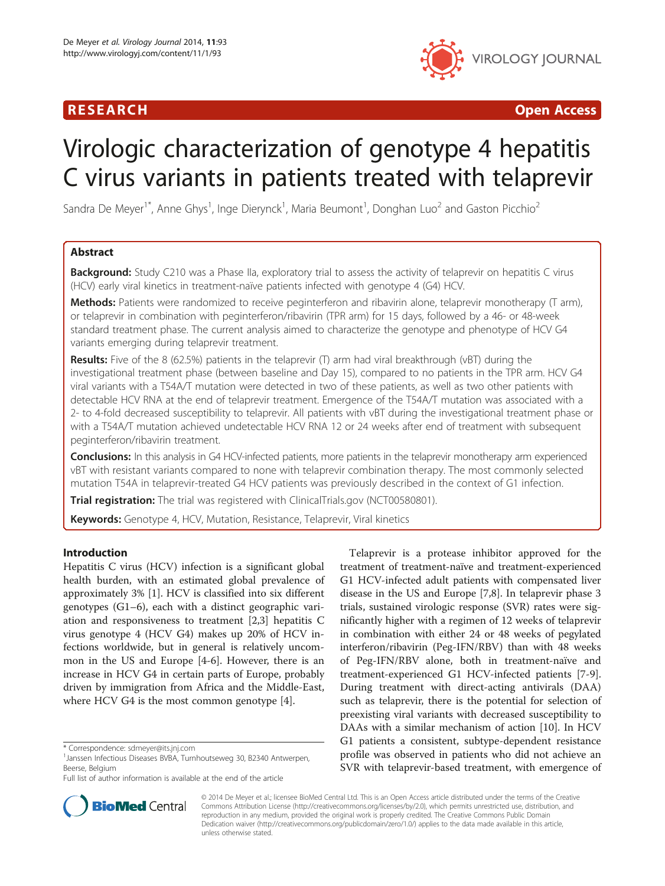RESEARCH Open Access

# Virologic characterization of genotype 4 hepatitis C virus variants in patients treated with telaprevir

Sandra De Meyer[1*], Anne Ghys[1], Inge Dierynck[1], Maria Beumont[1], Donghan Luo[2] and Gaston Picchio[2]

## Abstract

**Background:** Study C210 was a Phase IIa, exploratory trial to assess the activity of telaprevir on hepatitis C virus (HCV) early viral kinetics in treatment-naïve patients infected with genotype 4 (G4) HCV.

**Methods:** Patients were randomized to receive peginterferon and ribavirin alone, telaprevir monotherapy (T arm), or telaprevir in combination with peginterferon/ribavirin (TPR arm) for 15 days, followed by a 46- or 48-week standard treatment phase. The current analysis aimed to characterize the genotype and phenotype of HCV G4 variants emerging during telaprevir treatment.

**Results:** Five of the 8 (62.5%) patients in the telaprevir (T) arm had viral breakthrough (vBT) during the investigational treatment phase (between baseline and Day 15), compared to no patients in the TPR arm. HCV G4 viral variants with a T54A/T mutation were detected in two of these patients, as well as two other patients with detectable HCV RNA at the end of telaprevir treatment. Emergence of the T54A/T mutation was associated with a 2- to 4-fold decreased susceptibility to telaprevir. All patients with vBT during the investigational treatment phase or with a T54A/T mutation achieved undetectable HCV RNA 12 or 24 weeks after end of treatment with subsequent peginterferon/ribavirin treatment.

**Conclusions:** In this analysis in G4 HCV-infected patients, more patients in the telaprevir monotherapy arm experienced vBT with resistant variants compared to none with telaprevir combination therapy. The most commonly selected mutation T54A in telaprevir-treated G4 HCV patients was previously described in the context of G1 infection.

**Trial registration:** The trial was registered with ClinicalTrials.gov (NCT00580801).

**Keywords:** Genotype 4, HCV, Mutation, Resistance, Telaprevir, Viral kinetics

## Introduction

Hepatitis C virus (HCV) infection is a significant global health burden, with an estimated global prevalence of approximately 3% [1]. HCV is classified into six different genotypes (G1–6), each with a distinct geographic variation and responsiveness to treatment [2,3] hepatitis C virus genotype 4 (HCV G4) makes up 20% of HCV infections worldwide, but in general is relatively uncommon in the US and Europe [4-6]. However, there is an increase in HCV G4 in certain parts of Europe, probably driven by immigration from Africa and the Middle-East, where HCV G4 is the most common genotype [4].

Telaprevir is a protease inhibitor approved for the treatment of treatment-naïve and treatment-experienced G1 HCV-infected adult patients with compensated liver disease in the US and Europe [7,8]. In telaprevir phase 3 trials, sustained virologic response (SVR) rates were significantly higher with a regimen of 12 weeks of telaprevir in combination with either 24 or 48 weeks of pegylated interferon/ribavirin (Peg-IFN/RBV) than with 48 weeks of Peg-IFN/RBV alone, both in treatment-naïve and treatment-experienced G1 HCV-infected patients [7-9]. During treatment with direct-acting antivirals (DAA) such as telaprevir, there is the potential for selection of preexisting viral variants with decreased susceptibility to DAAs with a similar mechanism of action [10]. In HCV G1 patients a consistent, subtype-dependent resistance profile was observed in patients who did not achieve an SVR with telaprevir-based treatment, with emergence of

\* Correspondence: sdmeyer@its.jnj.com
[1]Janssen Infectious Diseases BVBA, Turnhoutseweg 30, B2340 Antwerpen, Beerse, Belgium
Full list of author information is available at the end of the article

© 2014 De Meyer et al.; licensee BioMed Central Ltd. This is an Open Access article distributed under the terms of the Creative Commons Attribution License (http://creativecommons.org/licenses/by/2.0), which permits unrestricted use, distribution, and reproduction in any medium, provided the original work is properly credited. The Creative Commons Public Domain Dedication waiver (http://creativecommons.org/publicdomain/zero/1.0/) applies to the data made available in this article, unless otherwise stated.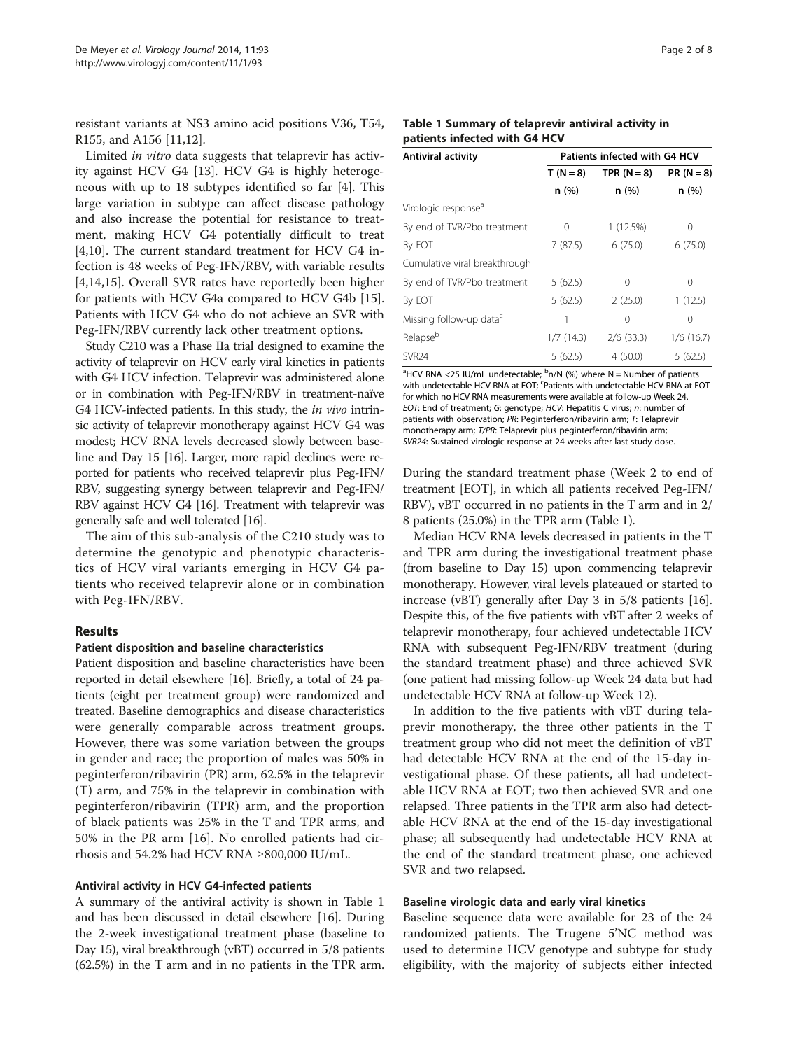resistant variants at NS3 amino acid positions V36, T54, R155, and A156 [11,12].

Limited *in vitro* data suggests that telaprevir has activity against HCV G4 [13]. HCV G4 is highly heterogeneous with up to 18 subtypes identified so far [4]. This large variation in subtype can affect disease pathology and also increase the potential for resistance to treatment, making HCV G4 potentially difficult to treat [4,10]. The current standard treatment for HCV G4 infection is 48 weeks of Peg-IFN/RBV, with variable results [4,14,15]. Overall SVR rates have reportedly been higher for patients with HCV G4a compared to HCV G4b [15]. Patients with HCV G4 who do not achieve an SVR with Peg-IFN/RBV currently lack other treatment options.

Study C210 was a Phase IIa trial designed to examine the activity of telaprevir on HCV early viral kinetics in patients with G4 HCV infection. Telaprevir was administered alone or in combination with Peg-IFN/RBV in treatment-naïve G4 HCV-infected patients. In this study, the *in vivo* intrinsic activity of telaprevir monotherapy against HCV G4 was modest; HCV RNA levels decreased slowly between baseline and Day 15 [16]. Larger, more rapid declines were reported for patients who received telaprevir plus Peg-IFN/RBV, suggesting synergy between telaprevir and Peg-IFN/RBV against HCV G4 [16]. Treatment with telaprevir was generally safe and well tolerated [16].

The aim of this sub-analysis of the C210 study was to determine the genotypic and phenotypic characteristics of HCV viral variants emerging in HCV G4 patients who received telaprevir alone or in combination with Peg-IFN/RBV.

## Results

### Patient disposition and baseline characteristics

Patient disposition and baseline characteristics have been reported in detail elsewhere [16]. Briefly, a total of 24 patients (eight per treatment group) were randomized and treated. Baseline demographics and disease characteristics were generally comparable across treatment groups. However, there was some variation between the groups in gender and race; the proportion of males was 50% in peginterferon/ribavirin (PR) arm, 62.5% in the telaprevir (T) arm, and 75% in the telaprevir in combination with peginterferon/ribavirin (TPR) arm, and the proportion of black patients was 25% in the T and TPR arms, and 50% in the PR arm [16]. No enrolled patients had cirrhosis and 54.2% had HCV RNA ≥800,000 IU/mL.

### Antiviral activity in HCV G4-infected patients

A summary of the antiviral activity is shown in Table 1 and has been discussed in detail elsewhere [16]. During the 2-week investigational treatment phase (baseline to Day 15), viral breakthrough (vBT) occurred in 5/8 patients (62.5%) in the T arm and in no patients in the TPR arm.

**Table 1 Summary of telaprevir antiviral activity in patients infected with G4 HCV**

| Antiviral activity | Patients infected with G4 HCV | | |
|---|---|---|---|
| | T (N = 8) | TPR (N = 8) | PR (N = 8) |
| | n (%) | n (%) | n (%) |
| Virologic response[a] | | | |
| By end of TVR/Pbo treatment | 0 | 1 (12.5%) | 0 |
| By EOT | 7 (87.5) | 6 (75.0) | 6 (75.0) |
| Cumulative viral breakthrough | | | |
| By end of TVR/Pbo treatment | 5 (62.5) | 0 | 0 |
| By EOT | 5 (62.5) | 2 (25.0) | 1 (12.5) |
| Missing follow-up data[c] | 1 | 0 | 0 |
| Relapse[b] | 1/7 (14.3) | 2/6 (33.3) | 1/6 (16.7) |
| SVR24 | 5 (62.5) | 4 (50.0) | 5 (62.5) |

[a]HCV RNA <25 IU/mL undetectable; [b]n/N (%) where N = Number of patients with undetectable HCV RNA at EOT; [c]Patients with undetectable HCV RNA at EOT for which no HCV RNA measurements were available at follow-up Week 24. *EOT*: End of treatment; *G*: genotype; *HCV*: Hepatitis C virus; *n*: number of patients with observation; *PR*: Peginterferon/ribavirin arm; *T*: Telaprevir monotherapy arm; *T/PR*: Telaprevir plus peginterferon/ribavirin arm; *SVR24*: Sustained virologic response at 24 weeks after last study dose.

During the standard treatment phase (Week 2 to end of treatment [EOT], in which all patients received Peg-IFN/RBV), vBT occurred in no patients in the T arm and in 2/8 patients (25.0%) in the TPR arm (Table 1).

Median HCV RNA levels decreased in patients in the T and TPR arm during the investigational treatment phase (from baseline to Day 15) upon commencing telaprevir monotherapy. However, viral levels plateaued or started to increase (vBT) generally after Day 3 in 5/8 patients [16]. Despite this, of the five patients with vBT after 2 weeks of telaprevir monotherapy, four achieved undetectable HCV RNA with subsequent Peg-IFN/RBV treatment (during the standard treatment phase) and three achieved SVR (one patient had missing follow-up Week 24 data but had undetectable HCV RNA at follow-up Week 12).

In addition to the five patients with vBT during telaprevir monotherapy, the three other patients in the T treatment group who did not meet the definition of vBT had detectable HCV RNA at the end of the 15-day investigational phase. Of these patients, all had undetectable HCV RNA at EOT; two then achieved SVR and one relapsed. Three patients in the TPR arm also had detectable HCV RNA at the end of the 15-day investigational phase; all subsequently had undetectable HCV RNA at the end of the standard treatment phase, one achieved SVR and two relapsed.

### Baseline virologic data and early viral kinetics

Baseline sequence data were available for 23 of the 24 randomized patients. The Trugene 5'NC method was used to determine HCV genotype and subtype for study eligibility, with the majority of subjects either infected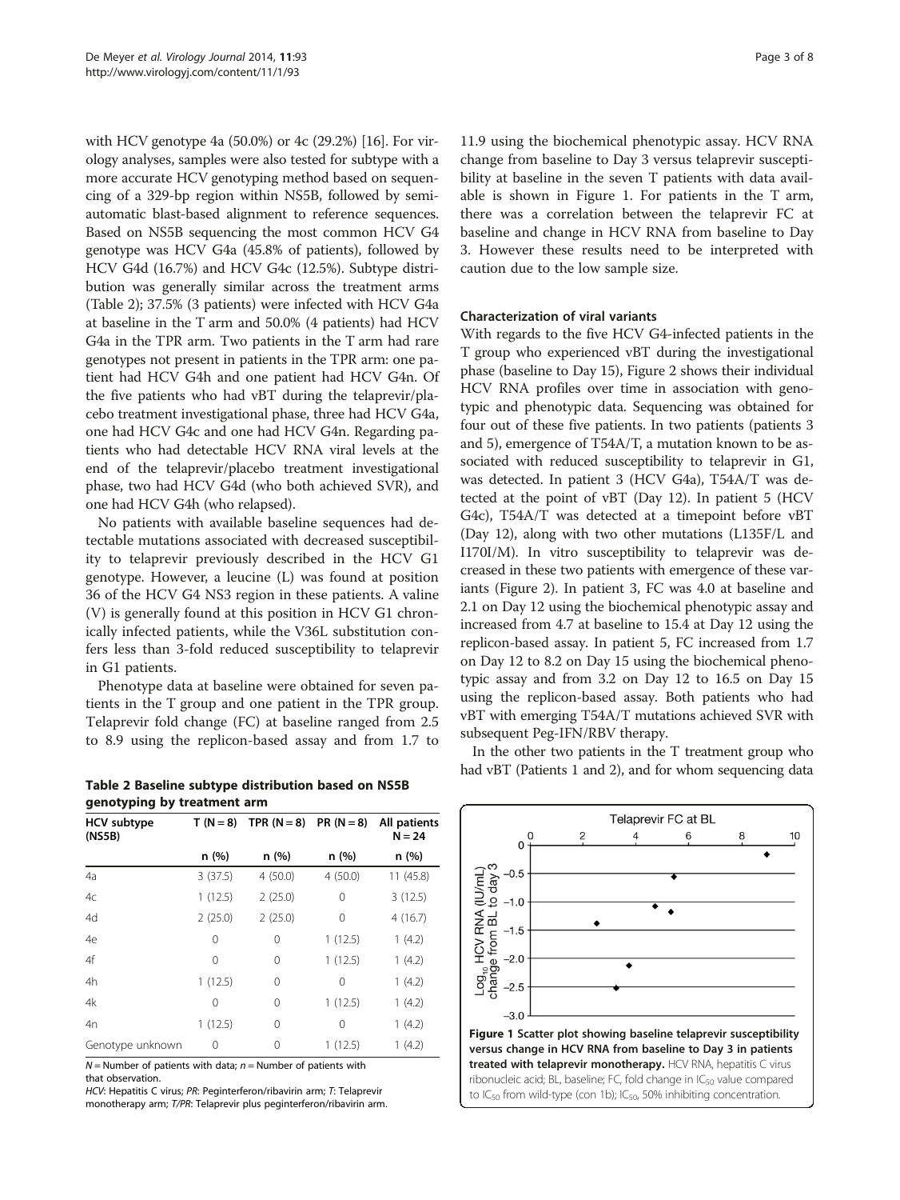with HCV genotype 4a (50.0%) or 4c (29.2%) [16]. For virology analyses, samples were also tested for subtype with a more accurate HCV genotyping method based on sequencing of a 329-bp region within NS5B, followed by semi-automatic blast-based alignment to reference sequences. Based on NS5B sequencing the most common HCV G4 genotype was HCV G4a (45.8% of patients), followed by HCV G4d (16.7%) and HCV G4c (12.5%). Subtype distribution was generally similar across the treatment arms (Table 2); 37.5% (3 patients) were infected with HCV G4a at baseline in the T arm and 50.0% (4 patients) had HCV G4a in the TPR arm. Two patients in the T arm had rare genotypes not present in patients in the TPR arm: one patient had HCV G4h and one patient had HCV G4n. Of the five patients who had vBT during the telaprevir/placebo treatment investigational phase, three had HCV G4a, one had HCV G4c and one had HCV G4n. Regarding patients who had detectable HCV RNA viral levels at the end of the telaprevir/placebo treatment investigational phase, two had HCV G4d (who both achieved SVR), and one had HCV G4h (who relapsed).

No patients with available baseline sequences had detectable mutations associated with decreased susceptibility to telaprevir previously described in the HCV G1 genotype. However, a leucine (L) was found at position 36 of the HCV G4 NS3 region in these patients. A valine (V) is generally found at this position in HCV G1 chronically infected patients, while the V36L substitution confers less than 3-fold reduced susceptibility to telaprevir in G1 patients.

Phenotype data at baseline were obtained for seven patients in the T group and one patient in the TPR group. Telaprevir fold change (FC) at baseline ranged from 2.5 to 8.9 using the replicon-based assay and from 1.7 to 11.9 using the biochemical phenotypic assay. HCV RNA change from baseline to Day 3 versus telaprevir susceptibility at baseline in the seven T patients with data available is shown in Figure 1. For patients in the T arm, there was a correlation between the telaprevir FC at baseline and change in HCV RNA from baseline to Day 3. However these results need to be interpreted with caution due to the low sample size.

**Table 2 Baseline subtype distribution based on NS5B genotyping by treatment arm**

| HCV subtype (NS5B) | T (N = 8) | TPR (N = 8) | PR (N = 8) | All patients N = 24 |
|---|---|---|---|---|
| | n (%) | n (%) | n (%) | n (%) |
| 4a | 3 (37.5) | 4 (50.0) | 4 (50.0) | 11 (45.8) |
| 4c | 1 (12.5) | 2 (25.0) | 0 | 3 (12.5) |
| 4d | 2 (25.0) | 2 (25.0) | 0 | 4 (16.7) |
| 4e | 0 | 0 | 1 (12.5) | 1 (4.2) |
| 4f | 0 | 0 | 1 (12.5) | 1 (4.2) |
| 4h | 1 (12.5) | 0 | 0 | 1 (4.2) |
| 4k | 0 | 0 | 1 (12.5) | 1 (4.2) |
| 4n | 1 (12.5) | 0 | 0 | 1 (4.2) |
| Genotype unknown | 0 | 0 | 1 (12.5) | 1 (4.2) |

*N* = Number of patients with data; *n* = Number of patients with that observation.
*HCV*: Hepatitis C virus; *PR*: Peginterferon/ribavirin arm; *T*: Telaprevir monotherapy arm; *T/PR*: Telaprevir plus peginterferon/ribavirin arm.

### Characterization of viral variants

With regards to the five HCV G4-infected patients in the T group who experienced vBT during the investigational phase (baseline to Day 15), Figure 2 shows their individual HCV RNA profiles over time in association with genotypic and phenotypic data. Sequencing was obtained for four out of these five patients. In two patients (patients 3 and 5), emergence of T54A/T, a mutation known to be associated with reduced susceptibility to telaprevir in G1, was detected. In patient 3 (HCV G4a), T54A/T was detected at the point of vBT (Day 12). In patient 5 (HCV G4c), T54A/T was detected at a timepoint before vBT (Day 12), along with two other mutations (L135F/L and I170I/M). In vitro susceptibility to telaprevir was decreased in these two patients with emergence of these variants (Figure 2). In patient 3, FC was 4.0 at baseline and 2.1 on Day 12 using the biochemical phenotypic assay and increased from 4.7 at baseline to 15.4 at Day 12 using the replicon-based assay. In patient 5, FC increased from 1.7 on Day 12 to 8.2 on Day 15 using the biochemical phenotypic assay and from 3.2 on Day 12 to 16.5 on Day 15 using the replicon-based assay. Both patients who had vBT with emerging T54A/T mutations achieved SVR with subsequent Peg-IFN/RBV therapy.

In the other two patients in the T treatment group who had vBT (Patients 1 and 2), and for whom sequencing data

**Figure 1 Scatter plot showing baseline telaprevir susceptibility versus change in HCV RNA from baseline to Day 3 in patients treated with telaprevir monotherapy.** HCV RNA, hepatitis C virus ribonucleic acid; BL, baseline; FC, fold change in $IC_{50}$ value compared to $IC_{50}$ from wild-type (con 1b); $IC_{50}$, 50% inhibiting concentration.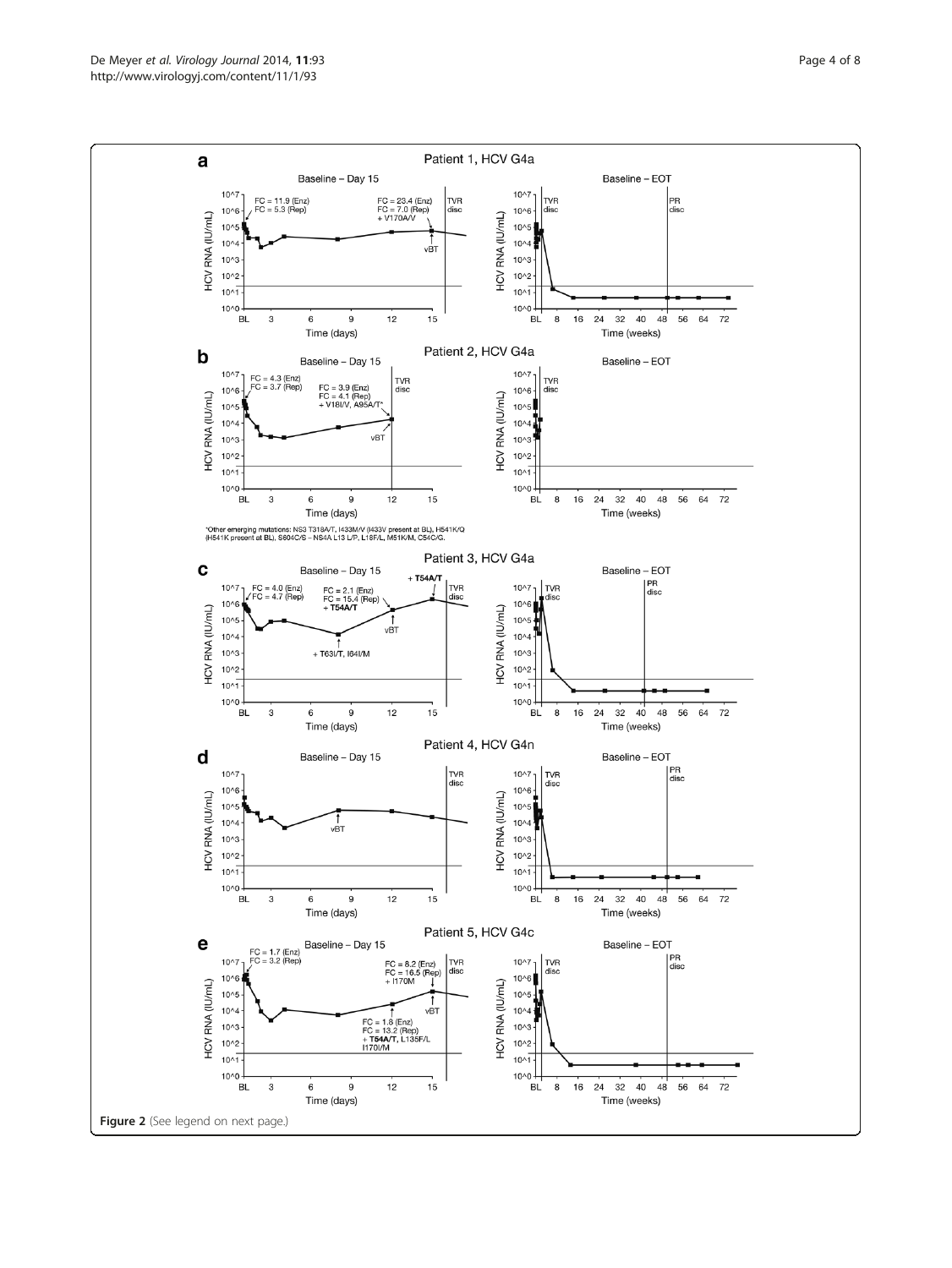**a** Patient 1, HCV G4a

Baseline – Day 15

FC = 11.9 (Enz)
FC = 5.3 (Rep)

FC = 23.4 (Enz)
FC = 7.0 (Rep)
+ V170A/V

vBT

TVR disc

Baseline – EOT

TVR disc

PR disc

**b** Patient 2, HCV G4a

Baseline – Day 15

FC = 4.3 (Enz)
FC = 3.7 (Rep)

FC = 3.9 (Enz)
FC = 4.1 (Rep)
+ V18I/V, A95A/T*

vBT

TVR disc

Baseline – EOT

TVR disc

*Other emerging mutations: NS3 T318A/T, I433M/V (I433V present at BL), H541K/Q (H541K present at BL), S604C/S – NS4A L13 L/P, L18F/L, M51K/M, C54C/G.

**c** Patient 3, HCV G4a

Baseline – Day 15

FC = 4.0 (Enz)
FC = 4.7 (Rep)

FC = 2.1 (Enz)
FC = 15.4 (Rep)
+ **T54A/T**

+ **T54A/T**

vBT

+ T63I/T, I64I/M

TVR disc

Baseline – EOT

TVR disc

PR disc

**d** Patient 4, HCV G4n

Baseline – Day 15

vBT

TVR disc

Baseline – EOT

TVR disc

PR disc

**e** Patient 5, HCV G4c

Baseline – Day 15

FC = 1.7 (Enz)
FC = 3.2 (Rep)

FC = 8.2 (Enz)
FC = 16.5 (Rep)
+ I170M

vBT

FC = 1.8 (Enz)
FC = 13.2 (Rep)
+ **T54A/T**, L135F/L
I170I/M

TVR disc

Baseline – EOT

TVR disc

PR disc

Figure 2 (See legend on next page.)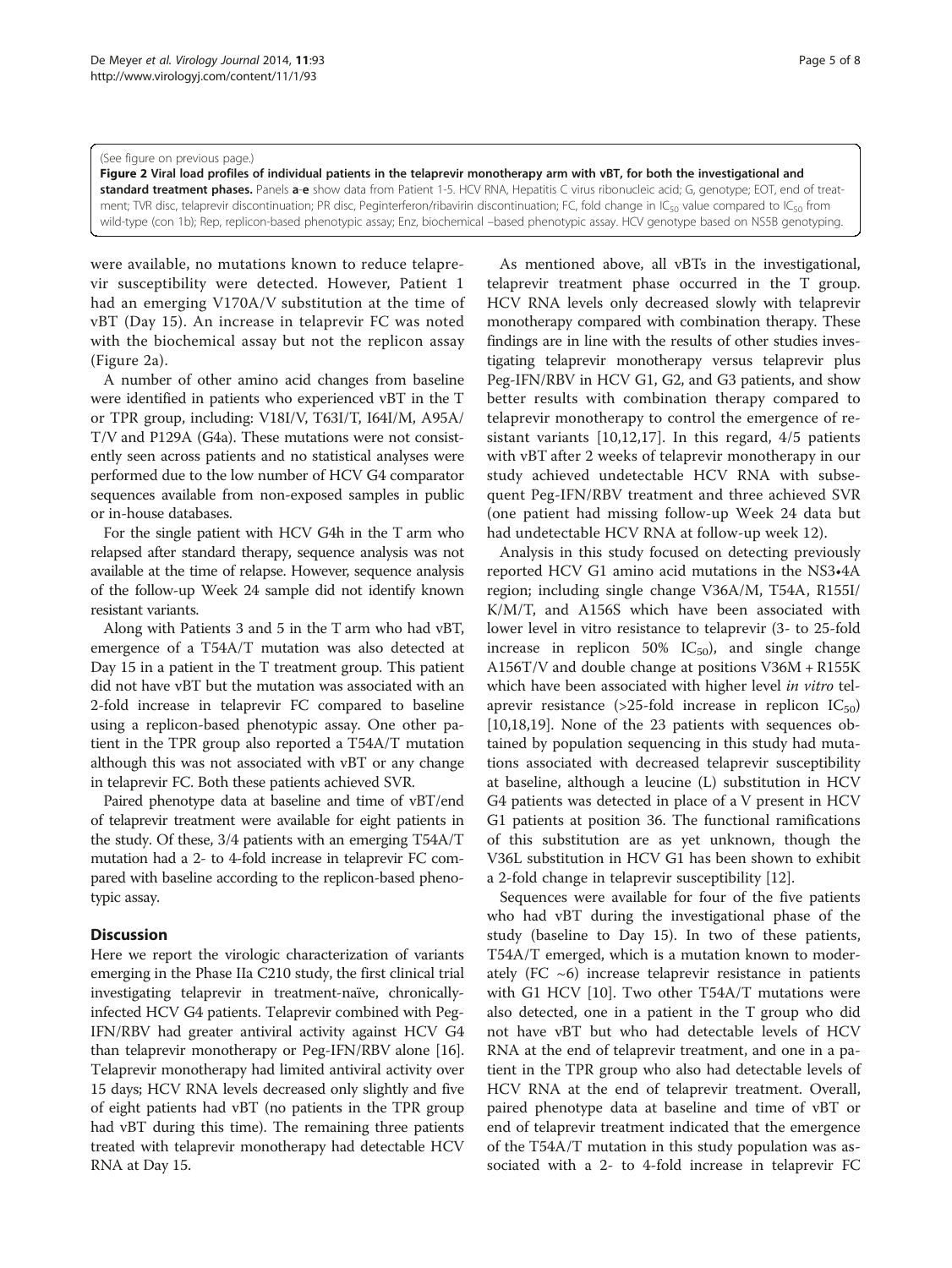(See figure on previous page.)

**Figure 2 Viral load profiles of individual patients in the telaprevir monotherapy arm with vBT, for both the investigational and standard treatment phases.** Panels **a**-**e** show data from Patient 1-5. HCV RNA, Hepatitis C virus ribonucleic acid; G, genotype; EOT, end of treatment; TVR disc, telaprevir discontinuation; PR disc, Peginterferon/ribavirin discontinuation; FC, fold change in $IC_{50}$ value compared to $IC_{50}$ from wild-type (con 1b); Rep, replicon-based phenotypic assay; Enz, biochemical –based phenotypic assay. HCV genotype based on NS5B genotyping.

were available, no mutations known to reduce telaprevir susceptibility were detected. However, Patient 1 had an emerging V170A/V substitution at the time of vBT (Day 15). An increase in telaprevir FC was noted with the biochemical assay but not the replicon assay (Figure 2a).

A number of other amino acid changes from baseline were identified in patients who experienced vBT in the T or TPR group, including: V18I/V, T63I/T, I64I/M, A95A/T/V and P129A (G4a). These mutations were not consistently seen across patients and no statistical analyses were performed due to the low number of HCV G4 comparator sequences available from non-exposed samples in public or in-house databases.

For the single patient with HCV G4h in the T arm who relapsed after standard therapy, sequence analysis was not available at the time of relapse. However, sequence analysis of the follow-up Week 24 sample did not identify known resistant variants.

Along with Patients 3 and 5 in the T arm who had vBT, emergence of a T54A/T mutation was also detected at Day 15 in a patient in the T treatment group. This patient did not have vBT but the mutation was associated with an 2-fold increase in telaprevir FC compared to baseline using a replicon-based phenotypic assay. One other patient in the TPR group also reported a T54A/T mutation although this was not associated with vBT or any change in telaprevir FC. Both these patients achieved SVR.

Paired phenotype data at baseline and time of vBT/end of telaprevir treatment were available for eight patients in the study. Of these, 3/4 patients with an emerging T54A/T mutation had a 2- to 4-fold increase in telaprevir FC compared with baseline according to the replicon-based phenotypic assay.

## Discussion

Here we report the virologic characterization of variants emerging in the Phase IIa C210 study, the first clinical trial investigating telaprevir in treatment-naïve, chronically-infected HCV G4 patients. Telaprevir combined with Peg-IFN/RBV had greater antiviral activity against HCV G4 than telaprevir monotherapy or Peg-IFN/RBV alone [16]. Telaprevir monotherapy had limited antiviral activity over 15 days; HCV RNA levels decreased only slightly and five of eight patients had vBT (no patients in the TPR group had vBT during this time). The remaining three patients treated with telaprevir monotherapy had detectable HCV RNA at Day 15.

As mentioned above, all vBTs in the investigational, telaprevir treatment phase occurred in the T group. HCV RNA levels only decreased slowly with telaprevir monotherapy compared with combination therapy. These findings are in line with the results of other studies investigating telaprevir monotherapy versus telaprevir plus Peg-IFN/RBV in HCV G1, G2, and G3 patients, and show better results with combination therapy compared to telaprevir monotherapy to control the emergence of resistant variants [10,12,17]. In this regard, 4/5 patients with vBT after 2 weeks of telaprevir monotherapy in our study achieved undetectable HCV RNA with subsequent Peg-IFN/RBV treatment and three achieved SVR (one patient had missing follow-up Week 24 data but had undetectable HCV RNA at follow-up week 12).

Analysis in this study focused on detecting previously reported HCV G1 amino acid mutations in the NS3•4A region; including single change V36A/M, T54A, R155I/K/M/T, and A156S which have been associated with lower level in vitro resistance to telaprevir (3- to 25-fold increase in replicon 50% $IC_{50}$), and single change A156T/V and double change at positions V36M + R155K which have been associated with higher level *in vitro* telaprevir resistance (>25-fold increase in replicon $IC_{50}$) [10,18,19]. None of the 23 patients with sequences obtained by population sequencing in this study had mutations associated with decreased telaprevir susceptibility at baseline, although a leucine (L) substitution in HCV G4 patients was detected in place of a V present in HCV G1 patients at position 36. The functional ramifications of this substitution are as yet unknown, though the V36L substitution in HCV G1 has been shown to exhibit a 2-fold change in telaprevir susceptibility [12].

Sequences were available for four of the five patients who had vBT during the investigational phase of the study (baseline to Day 15). In two of these patients, T54A/T emerged, which is a mutation known to moderately (FC ~6) increase telaprevir resistance in patients with G1 HCV [10]. Two other T54A/T mutations were also detected, one in a patient in the T group who did not have vBT but who had detectable levels of HCV RNA at the end of telaprevir treatment, and one in a patient in the TPR group who also had detectable levels of HCV RNA at the end of telaprevir treatment. Overall, paired phenotype data at baseline and time of vBT or end of telaprevir treatment indicated that the emergence of the T54A/T mutation in this study population was associated with a 2- to 4-fold increase in telaprevir FC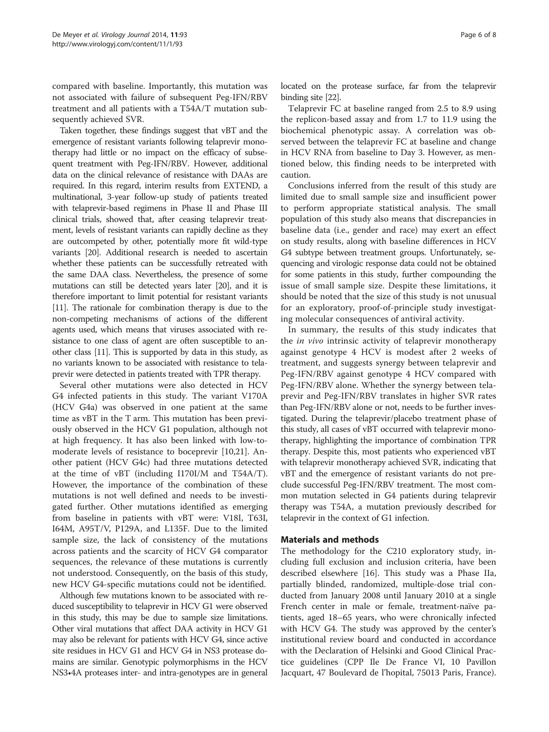compared with baseline. Importantly, this mutation was not associated with failure of subsequent Peg-IFN/RBV treatment and all patients with a T54A/T mutation subsequently achieved SVR.

Taken together, these findings suggest that vBT and the emergence of resistant variants following telaprevir monotherapy had little or no impact on the efficacy of subsequent treatment with Peg-IFN/RBV. However, additional data on the clinical relevance of resistance with DAAs are required. In this regard, interim results from EXTEND, a multinational, 3-year follow-up study of patients treated with telaprevir-based regimens in Phase II and Phase III clinical trials, showed that, after ceasing telaprevir treatment, levels of resistant variants can rapidly decline as they are outcompeted by other, potentially more fit wild-type variants [20]. Additional research is needed to ascertain whether these patients can be successfully retreated with the same DAA class. Nevertheless, the presence of some mutations can still be detected years later [20], and it is therefore important to limit potential for resistant variants [11]. The rationale for combination therapy is due to the non-competing mechanisms of actions of the different agents used, which means that viruses associated with resistance to one class of agent are often susceptible to another class [11]. This is supported by data in this study, as no variants known to be associated with resistance to telaprevir were detected in patients treated with TPR therapy.

Several other mutations were also detected in HCV G4 infected patients in this study. The variant V170A (HCV G4a) was observed in one patient at the same time as vBT in the T arm. This mutation has been previously observed in the HCV G1 population, although not at high frequency. It has also been linked with low-to-moderate levels of resistance to boceprevir [10,21]. Another patient (HCV G4c) had three mutations detected at the time of vBT (including I170I/M and T54A/T). However, the importance of the combination of these mutations is not well defined and needs to be investigated further. Other mutations identified as emerging from baseline in patients with vBT were: V18I, T63I, I64M, A95T/V, P129A, and L135F. Due to the limited sample size, the lack of consistency of the mutations across patients and the scarcity of HCV G4 comparator sequences, the relevance of these mutations is currently not understood. Consequently, on the basis of this study, new HCV G4-specific mutations could not be identified.

Although few mutations known to be associated with reduced susceptibility to telaprevir in HCV G1 were observed in this study, this may be due to sample size limitations. Other viral mutations that affect DAA activity in HCV G1 may also be relevant for patients with HCV G4, since active site residues in HCV G1 and HCV G4 in NS3 protease domains are similar. Genotypic polymorphisms in the HCV NS3•4A proteases inter- and intra-genotypes are in general located on the protease surface, far from the telaprevir binding site [22].

Telaprevir FC at baseline ranged from 2.5 to 8.9 using the replicon-based assay and from 1.7 to 11.9 using the biochemical phenotypic assay. A correlation was observed between the telaprevir FC at baseline and change in HCV RNA from baseline to Day 3. However, as mentioned below, this finding needs to be interpreted with caution.

Conclusions inferred from the result of this study are limited due to small sample size and insufficient power to perform appropriate statistical analysis. The small population of this study also means that discrepancies in baseline data (i.e., gender and race) may exert an effect on study results, along with baseline differences in HCV G4 subtype between treatment groups. Unfortunately, sequencing and virologic response data could not be obtained for some patients in this study, further compounding the issue of small sample size. Despite these limitations, it should be noted that the size of this study is not unusual for an exploratory, proof-of-principle study investigating molecular consequences of antiviral activity.

In summary, the results of this study indicates that the *in vivo* intrinsic activity of telaprevir monotherapy against genotype 4 HCV is modest after 2 weeks of treatment, and suggests synergy between telaprevir and Peg-IFN/RBV against genotype 4 HCV compared with Peg-IFN/RBV alone. Whether the synergy between telaprevir and Peg-IFN/RBV translates in higher SVR rates than Peg-IFN/RBV alone or not, needs to be further investigated. During the telaprevir/placebo treatment phase of this study, all cases of vBT occurred with telaprevir monotherapy, highlighting the importance of combination TPR therapy. Despite this, most patients who experienced vBT with telaprevir monotherapy achieved SVR, indicating that vBT and the emergence of resistant variants do not preclude successful Peg-IFN/RBV treatment. The most common mutation selected in G4 patients during telaprevir therapy was T54A, a mutation previously described for telaprevir in the context of G1 infection.

## Materials and methods

The methodology for the C210 exploratory study, including full exclusion and inclusion criteria, have been described elsewhere [16]. This study was a Phase IIa, partially blinded, randomized, multiple-dose trial conducted from January 2008 until January 2010 at a single French center in male or female, treatment-naïve patients, aged 18–65 years, who were chronically infected with HCV G4. The study was approved by the center's institutional review board and conducted in accordance with the Declaration of Helsinki and Good Clinical Practice guidelines (CPP Ile De France VI, 10 Pavillon Jacquart, 47 Boulevard de l'hopital, 75013 Paris, France).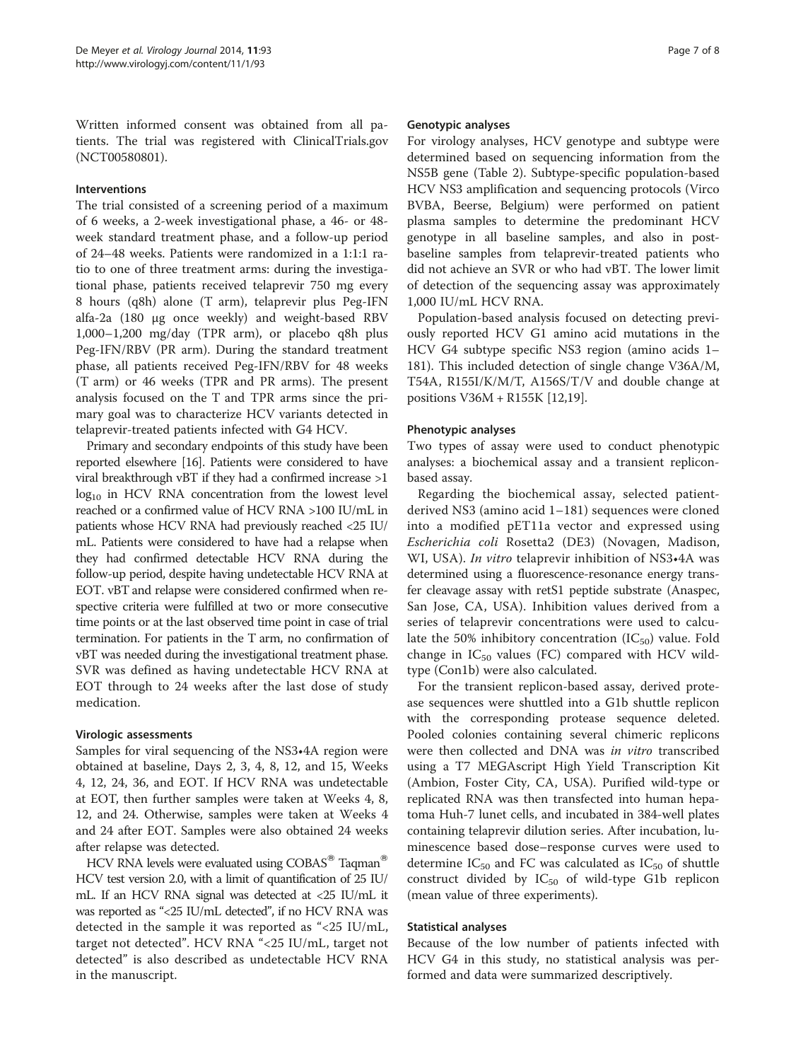Written informed consent was obtained from all patients. The trial was registered with ClinicalTrials.gov (NCT00580801).

### Interventions

The trial consisted of a screening period of a maximum of 6 weeks, a 2-week investigational phase, a 46- or 48-week standard treatment phase, and a follow-up period of 24–48 weeks. Patients were randomized in a 1:1:1 ratio to one of three treatment arms: during the investigational phase, patients received telaprevir 750 mg every 8 hours (q8h) alone (T arm), telaprevir plus Peg-IFN alfa-2a (180 μg once weekly) and weight-based RBV 1,000–1,200 mg/day (TPR arm), or placebo q8h plus Peg-IFN/RBV (PR arm). During the standard treatment phase, all patients received Peg-IFN/RBV for 48 weeks (T arm) or 46 weeks (TPR and PR arms). The present analysis focused on the T and TPR arms since the primary goal was to characterize HCV variants detected in telaprevir-treated patients infected with G4 HCV.

Primary and secondary endpoints of this study have been reported elsewhere [16]. Patients were considered to have viral breakthrough vBT if they had a confirmed increase >1 $\log_{10}$ in HCV RNA concentration from the lowest level reached or a confirmed value of HCV RNA >100 IU/mL in patients whose HCV RNA had previously reached <25 IU/mL. Patients were considered to have had a relapse when they had confirmed detectable HCV RNA during the follow-up period, despite having undetectable HCV RNA at EOT. vBT and relapse were considered confirmed when respective criteria were fulfilled at two or more consecutive time points or at the last observed time point in case of trial termination. For patients in the T arm, no confirmation of vBT was needed during the investigational treatment phase. SVR was defined as having undetectable HCV RNA at EOT through to 24 weeks after the last dose of study medication.

### Virologic assessments

Samples for viral sequencing of the NS3•4A region were obtained at baseline, Days 2, 3, 4, 8, 12, and 15, Weeks 4, 12, 24, 36, and EOT. If HCV RNA was undetectable at EOT, then further samples were taken at Weeks 4, 8, 12, and 24. Otherwise, samples were taken at Weeks 4 and 24 after EOT. Samples were also obtained 24 weeks after relapse was detected.

HCV RNA levels were evaluated using COBAS® Taqman® HCV test version 2.0, with a limit of quantification of 25 IU/mL. If an HCV RNA signal was detected at <25 IU/mL it was reported as "<25 IU/mL detected", if no HCV RNA was detected in the sample it was reported as "<25 IU/mL, target not detected". HCV RNA "<25 IU/mL, target not detected" is also described as undetectable HCV RNA in the manuscript.

### Genotypic analyses

For virology analyses, HCV genotype and subtype were determined based on sequencing information from the NS5B gene (Table 2). Subtype-specific population-based HCV NS3 amplification and sequencing protocols (Virco BVBA, Beerse, Belgium) were performed on patient plasma samples to determine the predominant HCV genotype in all baseline samples, and also in post-baseline samples from telaprevir-treated patients who did not achieve an SVR or who had vBT. The lower limit of detection of the sequencing assay was approximately 1,000 IU/mL HCV RNA.

Population-based analysis focused on detecting previously reported HCV G1 amino acid mutations in the HCV G4 subtype specific NS3 region (amino acids 1–181). This included detection of single change V36A/M, T54A, R155I/K/M/T, A156S/T/V and double change at positions V36M + R155K [12,19].

### Phenotypic analyses

Two types of assay were used to conduct phenotypic analyses: a biochemical assay and a transient replicon-based assay.

Regarding the biochemical assay, selected patient-derived NS3 (amino acid 1–181) sequences were cloned into a modified pET11a vector and expressed using *Escherichia coli* Rosetta2 (DE3) (Novagen, Madison, WI, USA). *In vitro* telaprevir inhibition of NS3•4A was determined using a fluorescence-resonance energy transfer cleavage assay with retS1 peptide substrate (Anaspec, San Jose, CA, USA). Inhibition values derived from a series of telaprevir concentrations were used to calculate the 50% inhibitory concentration ($IC_{50}$) value. Fold change in $IC_{50}$ values (FC) compared with HCV wild-type (Con1b) were also calculated.

For the transient replicon-based assay, derived protease sequences were shuttled into a G1b shuttle replicon with the corresponding protease sequence deleted. Pooled colonies containing several chimeric replicons were then collected and DNA was *in vitro* transcribed using a T7 MEGAscript High Yield Transcription Kit (Ambion, Foster City, CA, USA). Purified wild-type or replicated RNA was then transfected into human hepatoma Huh-7 lunet cells, and incubated in 384-well plates containing telaprevir dilution series. After incubation, luminescence based dose–response curves were used to determine $IC_{50}$ and FC was calculated as $IC_{50}$ of shuttle construct divided by $IC_{50}$ of wild-type G1b replicon (mean value of three experiments).

### Statistical analyses

Because of the low number of patients infected with HCV G4 in this study, no statistical analysis was performed and data were summarized descriptively.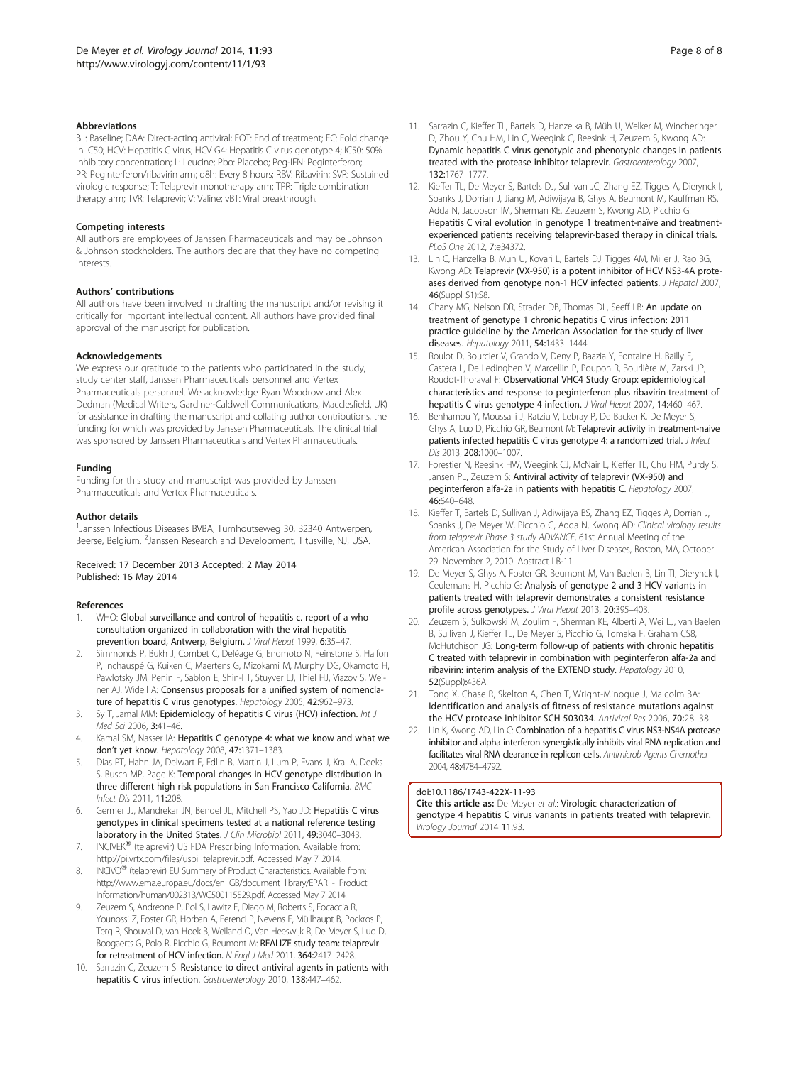### Abbreviations

BL: Baseline; DAA: Direct-acting antiviral; EOT: End of treatment; FC: Fold change in IC50; HCV: Hepatitis C virus; HCV G4: Hepatitis C virus genotype 4; IC50: 50% Inhibitory concentration; L: Leucine; Pbo: Placebo; Peg-IFN: Peginterferon; PR: Peginterferon/ribavirin arm; q8h: Every 8 hours; RBV: Ribavirin; SVR: Sustained virologic response; T: Telaprevir monotherapy arm; TPR: Triple combination therapy arm; TVR: Telaprevir; V: Valine; vBT: Viral breakthrough.

### Competing interests

All authors are employees of Janssen Pharmaceuticals and may be Johnson & Johnson stockholders. The authors declare that they have no competing interests.

### Authors' contributions

All authors have been involved in drafting the manuscript and/or revising it critically for important intellectual content. All authors have provided final approval of the manuscript for publication.

### Acknowledgements

We express our gratitude to the patients who participated in the study, study center staff, Janssen Pharmaceuticals personnel and Vertex Pharmaceuticals personnel. We acknowledge Ryan Woodrow and Alex Dedman (Medical Writers, Gardiner-Caldwell Communications, Macclesfield, UK) for assistance in drafting the manuscript and collating author contributions, the funding for which was provided by Janssen Pharmaceuticals. The clinical trial was sponsored by Janssen Pharmaceuticals and Vertex Pharmaceuticals.

### Funding

Funding for this study and manuscript was provided by Janssen Pharmaceuticals and Vertex Pharmaceuticals.

### Author details

[1]Janssen Infectious Diseases BVBA, Turnhoutseweg 30, B2340 Antwerpen, Beerse, Belgium. [2]Janssen Research and Development, Titusville, NJ, USA.

Received: 17 December 2013 Accepted: 2 May 2014
Published: 16 May 2014

### References

1. WHO: **Global surveillance and control of hepatitis c. report of a who consultation organized in collaboration with the viral hepatitis prevention board, Antwerp, Belgium.** *J Viral Hepat* 1999, **6:**35–47.
2. Simmonds P, Bukh J, Combet C, Deléage G, Enomoto N, Feinstone S, Halfon P, Inchauspé G, Kuiken C, Maertens G, Mizokami M, Murphy DG, Okamoto H, Pawlotsky JM, Penin F, Sablon E, Shin-I T, Stuyver LJ, Thiel HJ, Viazov S, Weiner AJ, Widell A: **Consensus proposals for a unified system of nomenclature of hepatitis C virus genotypes.** *Hepatology* 2005, **42:**962–973.
3. Sy T, Jamal MM: **Epidemiology of hepatitis C virus (HCV) infection.** *Int J Med Sci* 2006, **3:**41–46.
4. Kamal SM, Nasser IA: **Hepatitis C genotype 4: what we know and what we don't yet know.** *Hepatology* 2008, **47:**1371–1383.
5. Dias PT, Hahn JA, Delwart E, Edlin B, Martin J, Lum P, Evans J, Kral A, Deeks S, Busch MP, Page K: **Temporal changes in HCV genotype distribution in three different high risk populations in San Francisco California.** *BMC Infect Dis* 2011, **11:**208.
6. Germer JJ, Mandrekar JN, Bendel JL, Mitchell PS, Yao JD: **Hepatitis C virus genotypes in clinical specimens tested at a national reference testing laboratory in the United States.** *J Clin Microbiol* 2011, **49:**3040–3043.
7. INCIVEK® (telaprevir) US FDA Prescribing Information. Available from: http://pi.vrtx.com/files/uspi_telaprevir.pdf. Accessed May 7 2014.
8. INCIVO® (telaprevir) EU Summary of Product Characteristics. Available from: http://www.ema.europa.eu/docs/en_GB/document_library/EPAR_-_Product_Information/human/002313/WC500115529.pdf. Accessed May 7 2014.
9. Zeuzem S, Andreone P, Pol S, Lawitz E, Diago M, Roberts S, Focaccia R, Younossi Z, Foster GR, Horban A, Ferenci P, Nevens F, Müllhaupt B, Pockros P, Terg R, Shouval D, van Hoek B, Weiland O, Van Heeswijk R, De Meyer S, Luo D, Boogaerts G, Polo R, Picchio G, Beumont M: **REALIZE study team: telaprevir for retreatment of HCV infection.** *N Engl J Med* 2011, **364:**2417–2428.
10. Sarrazin C, Zeuzem S: **Resistance to direct antiviral agents in patients with hepatitis C virus infection.** *Gastroenterology* 2010, **138:**447–462.
11. Sarrazin C, Kieffer TL, Bartels D, Hanzelka B, Müh U, Welker M, Wincheringer D, Zhou Y, Chu HM, Lin C, Weegink C, Reesink H, Zeuzem S, Kwong AD: **Dynamic hepatitis C virus genotypic and phenotypic changes in patients treated with the protease inhibitor telaprevir.** *Gastroenterology* 2007, **132:**1767–1777.
12. Kieffer TL, De Meyer S, Bartels DJ, Sullivan JC, Zhang EZ, Tigges A, Dierynck I, Spanks J, Dorrian J, Jiang M, Adiwijaya B, Ghys A, Beumont M, Kauffman RS, Adda N, Jacobson IM, Sherman KE, Zeuzem S, Kwong AD, Picchio G: **Hepatitis C viral evolution in genotype 1 treatment-naïve and treatment-experienced patients receiving telaprevir-based therapy in clinical trials.** *PLoS One* 2012, **7:**e34372.
13. Lin C, Hanzelka B, Muh U, Kovari L, Bartels DJ, Tigges AM, Miller J, Rao BG, Kwong AD: **Telaprevir (VX-950) is a potent inhibitor of HCV NS3-4A proteases derived from genotype non-1 HCV infected patients.** *J Hepatol* 2007, **46**(Suppl S1)**:**S8.
14. Ghany MG, Nelson DR, Strader DB, Thomas DL, Seeff LB: **An update on treatment of genotype 1 chronic hepatitis C virus infection: 2011 practice guideline by the American Association for the study of liver diseases.** *Hepatology* 2011, **54:**1433–1444.
15. Roulot D, Bourcier V, Grando V, Deny P, Baazia Y, Fontaine H, Bailly F, Castera L, De Ledinghen V, Marcellin P, Poupon R, Bourlière M, Zarski JP, Roudot-Thoraval F: **Observational VHC4 Study Group: epidemiological characteristics and response to peginterferon plus ribavirin treatment of hepatitis C virus genotype 4 infection.** *J Viral Hepat* 2007, **14:**460–467.
16. Benhamou Y, Moussalli J, Ratziu V, Lebray P, De Backer K, De Meyer S, Ghys A, Luo D, Picchio GR, Beumont M: **Telaprevir activity in treatment-naive patients infected hepatitis C virus genotype 4: a randomized trial.** *J Infect Dis* 2013, **208:**1000–1007.
17. Forestier N, Reesink HW, Weegink CJ, McNair L, Kieffer TL, Chu HM, Purdy S, Jansen PL, Zeuzem S: **Antiviral activity of telaprevir (VX-950) and peginterferon alfa-2a in patients with hepatitis C.** *Hepatology* 2007, **46:**640–648.
18. Kieffer T, Bartels D, Sullivan J, Adiwijaya BS, Zhang EZ, Tigges A, Dorrian J, Spanks J, De Meyer W, Picchio G, Adda N, Kwong AD: *Clinical virology results from telaprevir Phase 3 study ADVANCE*, 61st Annual Meeting of the American Association for the Study of Liver Diseases, Boston, MA, October 29–November 2, 2010. Abstract LB-11
19. De Meyer S, Ghys A, Foster GR, Beumont M, Van Baelen B, Lin TI, Dierynck I, Ceulemans H, Picchio G: **Analysis of genotype 2 and 3 HCV variants in patients treated with telaprevir demonstrates a consistent resistance profile across genotypes.** *J Viral Hepat* 2013, **20:**395–403.
20. Zeuzem S, Sulkowski M, Zoulim F, Sherman KE, Alberti A, Wei LJ, van Baelen B, Sullivan J, Kieffer TL, De Meyer S, Picchio G, Tomaka F, Graham CS8, McHutchison JG: **Long-term follow-up of patients with chronic hepatitis C treated with telaprevir in combination with peginterferon alfa-2a and ribavirin: interim analysis of the EXTEND study.** *Hepatology* 2010, **52**(Suppl)**:**436A.
21. Tong X, Chase R, Skelton A, Chen T, Wright-Minogue J, Malcolm BA: **Identification and analysis of fitness of resistance mutations against the HCV protease inhibitor SCH 503034.** *Antiviral Res* 2006, **70:**28–38.
22. Lin K, Kwong AD, Lin C: **Combination of a hepatitis C virus NS3-NS4A protease inhibitor and alpha interferon synergistically inhibits viral RNA replication and facilitates viral RNA clearance in replicon cells.** *Antimicrob Agents Chemother* 2004, **48:**4784–4792.

doi:10.1186/1743-422X-11-93
**Cite this article as:** De Meyer *et al.*: Virologic characterization of genotype 4 hepatitis C virus variants in patients treated with telaprevir. *Virology Journal* 2014 11:93.